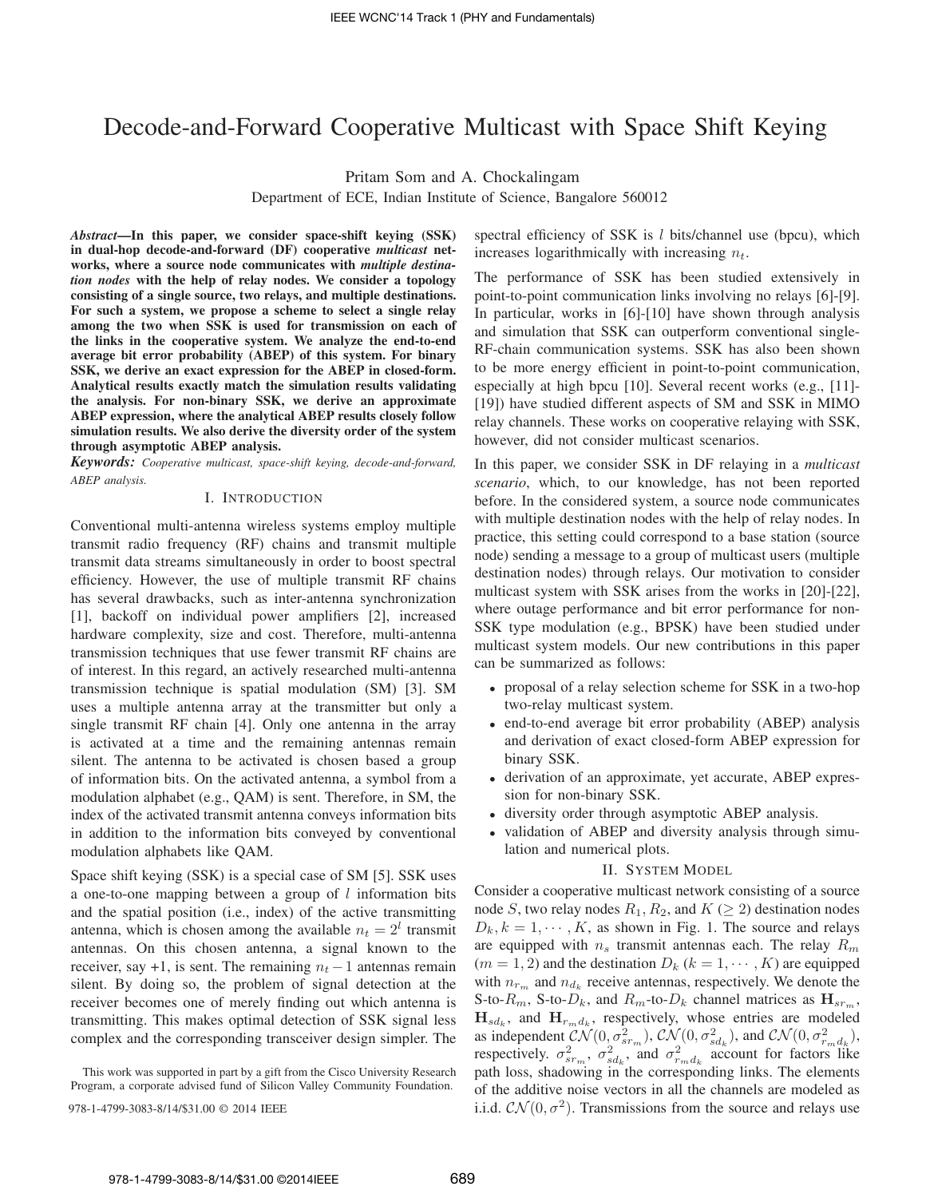# Decode-and-Forward Cooperative Multicast with Space Shift Keying

Pritam Som and A. Chockalingam

Department of ECE, Indian Institute of Science, Bangalore 560012

***Abstract*—In this paper, we consider space-shift keying (SSK) in dual-hop decode-and-forward (DF) cooperative *multicast* networks, where a source node communicates with *multiple destination nodes* with the help of relay nodes. We consider a topology consisting of a single source, two relays, and multiple destinations. For such a system, we propose a scheme to select a single relay among the two when SSK is used for transmission on each of the links in the cooperative system. We analyze the end-to-end average bit error probability (ABEP) of this system. For binary SSK, we derive an exact expression for the ABEP in closed-form. Analytical results exactly match the simulation results validating the analysis. For non-binary SSK, we derive an approximate ABEP expression, where the analytical ABEP results closely follow simulation results. We also derive the diversity order of the system through asymptotic ABEP analysis.**

***Keywords:*** *Cooperative multicast, space-shift keying, decode-and-forward, ABEP analysis.*

## I. Introduction

Conventional multi-antenna wireless systems employ multiple transmit radio frequency (RF) chains and transmit multiple data streams simultaneously in order to boost spectral efficiency. However, the use of multiple transmit RF chains has several drawbacks, such as inter-antenna synchronization [1], backoff on individual power amplifiers [2], increased hardware complexity, size and cost. Therefore, multi-antenna transmission techniques that use fewer transmit RF chains are of interest. In this regard, an actively researched multi-antenna transmission technique is spatial modulation (SM) [3]. SM uses a multiple antenna array at the transmitter but only a single transmit RF chain [4]. Only one antenna in the array is activated at a time and the remaining antennas remain silent. The antenna to be activated is chosen based a group of information bits. On the activated antenna, a symbol from a modulation alphabet (e.g., QAM) is sent. Therefore, in SM, the index of the activated transmit antenna conveys information bits in addition to the information bits conveyed by conventional modulation alphabets like QAM.

Space shift keying (SSK) is a special case of SM [5]. SSK uses a one-to-one mapping between a group of $l$ information bits and the spatial position (i.e., index) of the active transmitting antenna, which is chosen among the available $n_t = 2^l$ transmit antennas. On this chosen antenna, a signal known to the receiver, say +1, is sent. The remaining $n_t - 1$ antennas remain silent. By doing so, the problem of signal detection at the receiver becomes one of merely finding out which antenna is transmitting. This makes optimal detection of SSK signal less complex and the corresponding transceiver design simpler. The spectral efficiency of SSK is $l$ bits/channel use (bpcu), which increases logarithmically with increasing $n_t$.

The performance of SSK has been studied extensively in point-to-point communication links involving no relays [6]-[9]. In particular, works in [6]-[10] have shown through analysis and simulation that SSK can outperform conventional single-RF-chain communication systems. SSK has also been shown to be more energy efficient in point-to-point communication, especially at high bpcu [10]. Several recent works (e.g., [11]-[19]) have studied different aspects of SM and SSK in MIMO relay channels. These works on cooperative relaying with SSK, however, did not consider multicast scenarios.

In this paper, we consider SSK in DF relaying in a *multicast scenario*, which, to our knowledge, has not been reported before. In the considered system, a source node communicates with multiple destination nodes with the help of relay nodes. In practice, this setting could correspond to a base station (source node) sending a message to a group of multicast users (multiple destination nodes) through relays. Our motivation to consider multicast system with SSK arises from the works in [20]-[22], where outage performance and bit error performance for non-SSK type modulation (e.g., BPSK) have been studied under multicast system models. Our new contributions in this paper can be summarized as follows:

- proposal of a relay selection scheme for SSK in a two-hop two-relay multicast system.
- end-to-end average bit error probability (ABEP) analysis and derivation of exact closed-form ABEP expression for binary SSK.
- derivation of an approximate, yet accurate, ABEP expression for non-binary SSK.
- diversity order through asymptotic ABEP analysis.
- validation of ABEP and diversity analysis through simulation and numerical plots.

## II. System Model

Consider a cooperative multicast network consisting of a source node $S$, two relay nodes $R_1, R_2$, and $K$ ($\geq 2$) destination nodes $D_k, k = 1, \cdots, K$, as shown in Fig. 1. The source and relays are equipped with $n_s$ transmit antennas each. The relay $R_m$ ($m = 1, 2$) and the destination $D_k$ ($k = 1, \cdots, K$) are equipped with $n_{r_m}$ and $n_{d_k}$ receive antennas, respectively. We denote the S-to-$R_m$, S-to-$D_k$, and $R_m$-to-$D_k$ channel matrices as $\mathbf{H}_{sr_m}$, $\mathbf{H}_{sd_k}$, and $\mathbf{H}_{r_m d_k}$, respectively, whose entries are modeled as independent $\mathcal{CN}(0, \sigma^2_{sr_m})$, $\mathcal{CN}(0, \sigma^2_{sd_k})$, and $\mathcal{CN}(0, \sigma^2_{r_m d_k})$, respectively. $\sigma^2_{sr_m}$, $\sigma^2_{sd_k}$, and $\sigma^2_{r_m d_k}$ account for factors like path loss, shadowing in the corresponding links. The elements of the additive noise vectors in all the channels are modeled as i.i.d. $\mathcal{CN}(0, \sigma^2)$. Transmissions from the source and relays use

This work was supported in part by a gift from the Cisco University Research Program, a corporate advised fund of Silicon Valley Community Foundation.

978-1-4799-3083-8/14/$31.00 © 2014 IEEE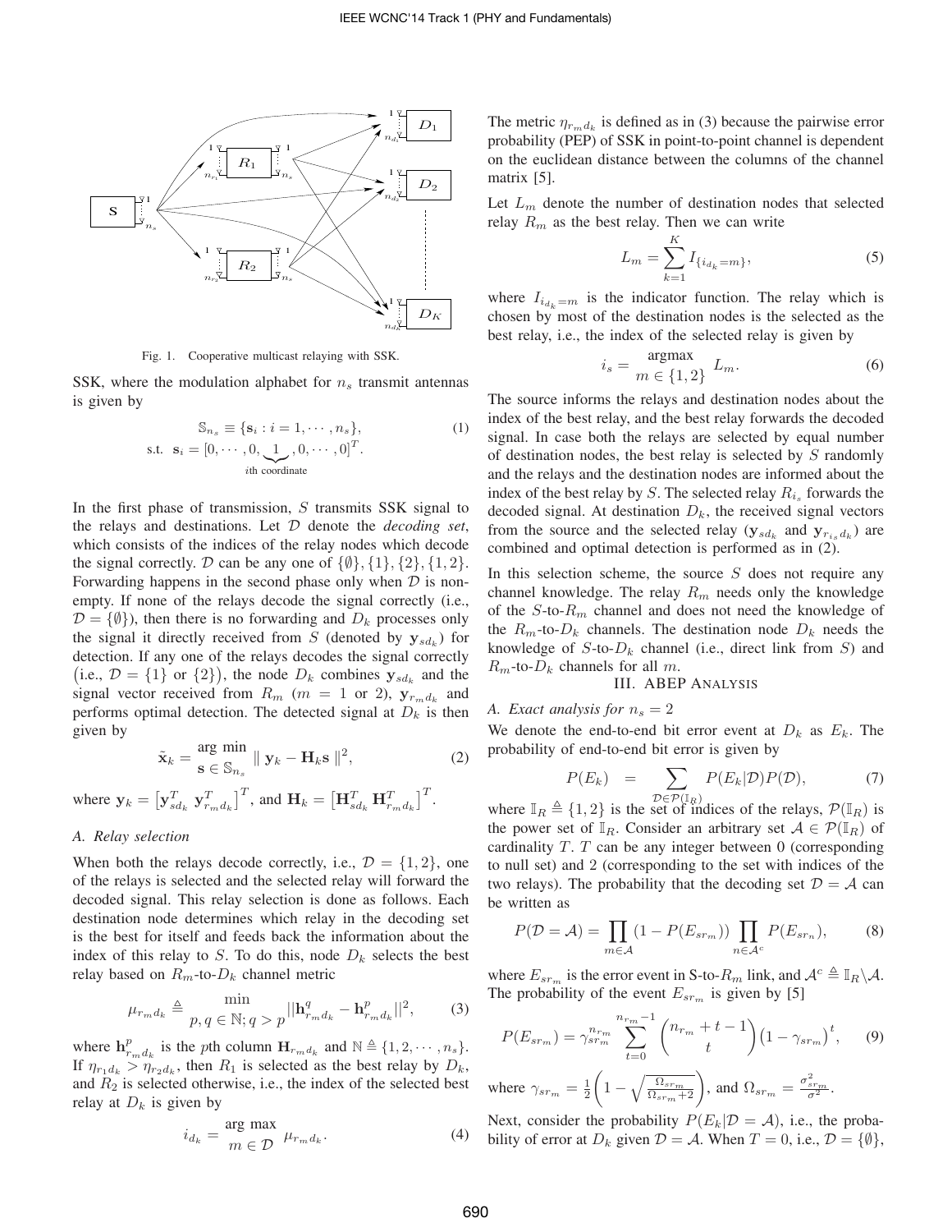Fig. 1. Cooperative multicast relaying with SSK.

SSK, where the modulation alphabet for $n_s$ transmit antennas is given by

$$\mathbb{S}_{n_s} \equiv \{\mathbf{s}_i : i = 1, \cdots, n_s\}, \quad (1)$$
$$\text{s.t. } \mathbf{s}_i = [0, \cdots, 0, \underbrace{1}_{i\text{th coordinate}}, 0, \cdots, 0]^T.$$

In the first phase of transmission, $S$ transmits SSK signal to the relays and destinations. Let $\mathcal{D}$ denote the *decoding set*, which consists of the indices of the relay nodes which decode the signal correctly. $\mathcal{D}$ can be any one of $\{\emptyset\}, \{1\}, \{2\}, \{1, 2\}$. Forwarding happens in the second phase only when $\mathcal{D}$ is non-empty. If none of the relays decode the signal correctly (i.e., $\mathcal{D} = \{\emptyset\}$), then there is no forwarding and $D_k$ processes only the signal it directly received from $S$ (denoted by $\mathbf{y}_{sd_k}$) for detection. If any one of the relays decodes the signal correctly (i.e., $\mathcal{D} = \{1\}$ or $\{2\}$), the node $D_k$ combines $\mathbf{y}_{sd_k}$ and the signal vector received from $R_m$ ($m = 1$ or 2), $\mathbf{y}_{r_m d_k}$ and performs optimal detection. The detected signal at $D_k$ is then given by

$$\tilde{\mathbf{x}}_k = \underset{\mathbf{s} \in \mathbb{S}_{n_s}}{\arg\min} \parallel \mathbf{y}_k - \mathbf{H}_k \mathbf{s} \parallel^2, \quad (2)$$

where $\mathbf{y}_k = \left[\mathbf{y}_{sd_k}^T \ \mathbf{y}_{r_m d_k}^T\right]^T$, and $\mathbf{H}_k = \left[\mathbf{H}_{sd_k}^T \ \mathbf{H}_{r_m d_k}^T\right]^T$.

### A. Relay selection

When both the relays decode correctly, i.e., $\mathcal{D} = \{1, 2\}$, one of the relays is selected and the selected relay will forward the decoded signal. This relay selection is done as follows. Each destination node determines which relay in the decoding set is the best for itself and feeds back the information about the index of this relay to $S$. To do this, node $D_k$ selects the best relay based on $R_m$-to-$D_k$ channel metric

$$\mu_{r_m d_k} \triangleq \underset{p, q \in \mathbb{N}; q > p}{\min} ||\mathbf{h}_{r_m d_k}^q - \mathbf{h}_{r_m d_k}^p||^2, \quad (3)$$

where $\mathbf{h}_{r_m d_k}^p$ is the $p$th column $\mathbf{H}_{r_m d_k}$ and $\mathbb{N} \triangleq \{1, 2, \cdots, n_s\}$. If $\eta_{r_1 d_k} > \eta_{r_2 d_k}$, then $R_1$ is selected as the best relay by $D_k$, and $R_2$ is selected otherwise, i.e., the index of the selected best relay at $D_k$ is given by

$$i_{d_k} = \underset{m \in \mathcal{D}}{\arg\max} \ \mu_{r_m d_k}. \quad (4)$$

The metric $\eta_{r_m d_k}$ is defined as in (3) because the pairwise error probability (PEP) of SSK in point-to-point channel is dependent on the euclidean distance between the columns of the channel matrix [5].

Let $L_m$ denote the number of destination nodes that selected relay $R_m$ as the best relay. Then we can write

$$L_m = \sum_{k=1}^{K} I_{\{i_{d_k} = m\}}, \quad (5)$$

where $I_{i_{d_k} = m}$ is the indicator function. The relay which is chosen by most of the destination nodes is the selected as the best relay, i.e., the index of the selected relay is given by

$$i_s = \underset{m \in \{1, 2\}}{\text{argmax}} \ L_m. \quad (6)$$

The source informs the relays and destination nodes about the index of the best relay, and the best relay forwards the decoded signal. In case both the relays are selected by equal number of destination nodes, the best relay is selected by $S$ randomly and the relays and the destination nodes are informed about the index of the best relay by $S$. The selected relay $R_{i_s}$ forwards the decoded signal. At destination $D_k$, the received signal vectors from the source and the selected relay ($\mathbf{y}_{sd_k}$ and $\mathbf{y}_{r_{i_s} d_k}$) are combined and optimal detection is performed as in (2).

In this selection scheme, the source $S$ does not require any channel knowledge. The relay $R_m$ needs only the knowledge of the $S$-to-$R_m$ channel and does not need the knowledge of the $R_m$-to-$D_k$ channels. The destination node $D_k$ needs the knowledge of $S$-to-$D_k$ channel (i.e., direct link from $S$) and $R_m$-to-$D_k$ channels for all $m$.

## III. ABEP Analysis

### A. Exact analysis for $n_s = 2$

We denote the end-to-end bit error event at $D_k$ as $E_k$. The probability of end-to-end bit error is given by

$$P(E_k) = \sum_{\mathcal{D} \in \mathcal{P}(\mathbb{I}_R)} P(E_k|\mathcal{D}) P(\mathcal{D}), \quad (7)$$

where $\mathbb{I}_R \triangleq \{1, 2\}$ is the set of indices of the relays, $\mathcal{P}(\mathbb{I}_R)$ is the power set of $\mathbb{I}_R$. Consider an arbitrary set $\mathcal{A} \in \mathcal{P}(\mathbb{I}_R)$ of cardinality $T$. $T$ can be any integer between 0 (corresponding to null set) and 2 (corresponding to the set with indices of the two relays). The probability that the decoding set $\mathcal{D} = \mathcal{A}$ can be written as

$$P(\mathcal{D} = \mathcal{A}) = \prod_{m \in \mathcal{A}} (1 - P(E_{sr_m})) \prod_{n \in \mathcal{A}^c} P(E_{sr_n}), \quad (8)$$

where $E_{sr_m}$ is the error event in S-to-$R_m$ link, and $\mathcal{A}^c \triangleq \mathbb{I}_R \backslash \mathcal{A}$. The probability of the event $E_{sr_m}$ is given by [5]

$$P(E_{sr_m}) = \gamma_{sr_m}^{n_{r_m}} \sum_{t=0}^{n_{r_m}-1} \binom{n_{r_m} + t - 1}{t} \left(1 - \gamma_{sr_m}\right)^t, \quad (9)$$

where $\gamma_{sr_m} = \frac{1}{2}\left(1 - \sqrt{\frac{\Omega_{sr_m}}{\Omega_{sr_m}+2}}\right)$, and $\Omega_{sr_m} = \frac{\sigma_{sr_m}^2}{\sigma^2}$.

Next, consider the probability $P(E_k|\mathcal{D} = \mathcal{A})$, i.e., the probability of error at $D_k$ given $\mathcal{D} = \mathcal{A}$. When $T = 0$, i.e., $\mathcal{D} = \{\emptyset\}$,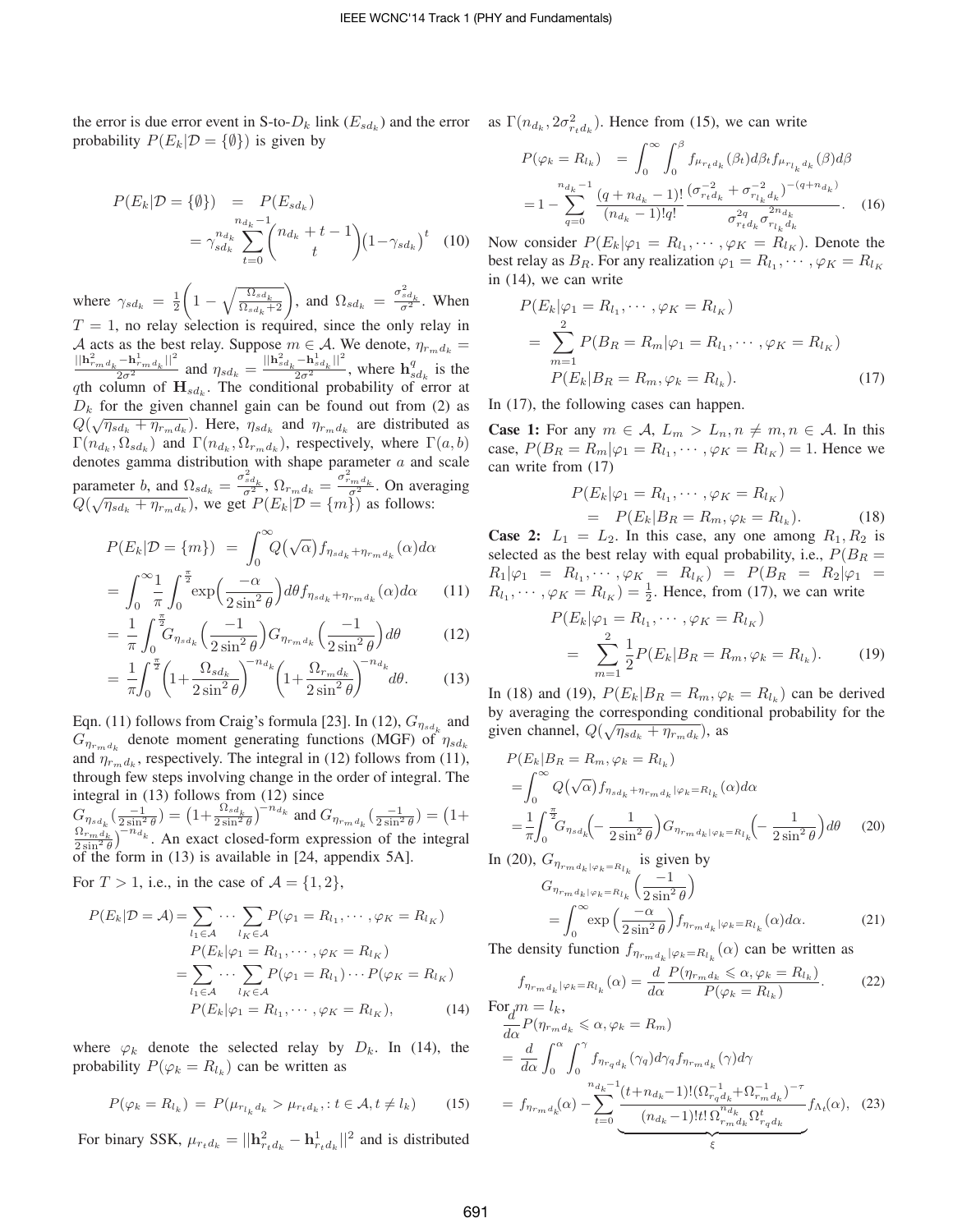the error is due error event in S-to-$D_k$ link ($E_{sd_k}$) and the error probability $P(E_k|\mathcal{D}=\{\emptyset\})$ is given by

$$P(E_k|\mathcal{D}=\{\emptyset\}) = P(E_{sd_k}) = \gamma_{sd_k}^{n_{d_k}} \sum_{t=0}^{n_{d_k}-1} \binom{n_{d_k}+t-1}{t} \big(1-\gamma_{sd_k}\big)^t \quad (10)$$

where $\gamma_{sd_k} = \frac{1}{2}\left(1-\sqrt{\frac{\Omega_{sd_k}}{\Omega_{sd_k}+2}}\right)$, and $\Omega_{sd_k} = \frac{\sigma_{sd_k}^2}{\sigma^2}$. When $T=1$, no relay selection is required, since the only relay in $\mathcal{A}$ acts as the best relay. Suppose $m \in \mathcal{A}$. We denote, $\eta_{r_m d_k} = \frac{||\mathbf{h}_{r_m d_k}^2 - \mathbf{h}_{r_m d_k}^1||^2}{2\sigma^2}$ and $\eta_{sd_k} = \frac{||\mathbf{h}_{sd_k}^2 - \mathbf{h}_{sd_k}^1||^2}{2\sigma^2}$, where $\mathbf{h}_{sd_k}^q$ is the $q$th column of $\mathbf{H}_{sd_k}$. The conditional probability of error at $D_k$ for the given channel gain can be found out from (2) as $Q(\sqrt{\eta_{sd_k}+\eta_{r_m d_k}})$. Here, $\eta_{sd_k}$ and $\eta_{r_m d_k}$ are distributed as $\Gamma(n_{d_k}, \Omega_{sd_k})$ and $\Gamma(n_{d_k}, \Omega_{r_m d_k})$, respectively, where $\Gamma(a,b)$ denotes gamma distribution with shape parameter $a$ and scale parameter $b$, and $\Omega_{sd_k} = \frac{\sigma_{sd_k}^2}{\sigma^2}$, $\Omega_{r_m d_k} = \frac{\sigma_{r_m d_k}^2}{\sigma^2}$. On averaging $Q(\sqrt{\eta_{sd_k}+\eta_{r_m d_k}})$, we get $P(E_k|\mathcal{D}=\{m\})$ as follows:

$$P(E_k|\mathcal{D}=\{m\}) = \int_0^\infty Q\big(\sqrt{\alpha}\big) f_{\eta_{sd_k}+\eta_{r_m d_k}}(\alpha) d\alpha$$

$$= \int_0^\infty \frac{1}{\pi}\int_0^{\frac{\pi}{2}} \exp\Big(\frac{-\alpha}{2\sin^2\theta}\Big) d\theta f_{\eta_{sd_k}+\eta_{r_m d_k}}(\alpha) d\alpha \quad (11)$$

$$= \frac{1}{\pi}\int_0^{\frac{\pi}{2}} G_{\eta_{sd_k}}\Big(\frac{-1}{2\sin^2\theta}\Big) G_{\eta_{r_m d_k}}\Big(\frac{-1}{2\sin^2\theta}\Big) d\theta \quad (12)$$

$$= \frac{1}{\pi}\int_0^{\frac{\pi}{2}} \Big(1+\frac{\Omega_{sd_k}}{2\sin^2\theta}\Big)^{-n_{d_k}} \Big(1+\frac{\Omega_{r_m d_k}}{2\sin^2\theta}\Big)^{-n_{d_k}} d\theta. \quad (13)$$

Eqn. (11) follows from Craig's formula [23]. In (12), $G_{\eta_{sd_k}}$ and $G_{\eta_{r_m d_k}}$ denote moment generating functions (MGF) of $\eta_{sd_k}$ and $\eta_{r_m d_k}$, respectively. The integral in (12) follows from (11), through few steps involving change in the order of integral. The integral in (13) follows from (12) since $G_{\eta_{sd_k}}(\frac{-1}{2\sin^2\theta}) = \big(1+\frac{\Omega_{sd_k}}{2\sin^2\theta}\big)^{-n_{d_k}}$ and $G_{\eta_{r_m d_k}}(\frac{-1}{2\sin^2\theta}) = \big(1+\frac{\Omega_{r_m d_k}}{2\sin^2\theta}\big)^{-n_{d_k}}$. An exact closed-form expression of the integral of the form in (13) is available in [24, appendix 5A].

For $T>1$, i.e., in the case of $\mathcal{A}=\{1,2\}$,

$$\begin{aligned} P(E_k|\mathcal{D}=\mathcal{A}) &= \sum_{l_1\in\mathcal{A}} \cdots \sum_{l_K\in\mathcal{A}} P(\varphi_1 = R_{l_1}, \cdots, \varphi_K = R_{l_K}) \\ &\quad P(E_k|\varphi_1 = R_{l_1}, \cdots, \varphi_K = R_{l_K}) \\ &= \sum_{l_1\in\mathcal{A}} \cdots \sum_{l_K\in\mathcal{A}} P(\varphi_1 = R_{l_1}) \cdots P(\varphi_K = R_{l_K}) \\ &\quad P(E_k|\varphi_1 = R_{l_1}, \cdots, \varphi_K = R_{l_K}), \end{aligned} \quad (14)$$

where $\varphi_k$ denote the selected relay by $D_k$. In (14), the probability $P(\varphi_k = R_{l_k})$ can be written as

$$P(\varphi_k = R_{l_k}) = P(\mu_{r_{l_k} d_k} > \mu_{r_t d_k}, : t\in\mathcal{A}, t\neq l_k) \quad (15)$$

For binary SSK, $\mu_{r_t d_k} = ||\mathbf{h}_{r_t d_k}^2 - \mathbf{h}_{r_t d_k}^1||^2$ and is distributed as $\Gamma(n_{d_k}, 2\sigma_{r_t d_k}^2)$. Hence from (15), we can write

$$\begin{aligned} P(\varphi_k = R_{l_k}) &= \int_0^\infty \int_0^\beta f_{\mu_{r_t d_k}}(\beta_t) d\beta_t f_{\mu_{r_{l_k} d_k}}(\beta) d\beta \\ &= 1 - \sum_{q=0}^{n_{d_k}-1} \frac{(q+n_{d_k}-1)!}{(n_{d_k}-1)!q!} \frac{(\sigma_{r_t d_k}^{-2} + \sigma_{r_{l_k} d_k}^{-2})^{-(q+n_{d_k})}}{\sigma_{r_t d_k}^{2q} \sigma_{r_{l_k} d_k}^{2n_{d_k}}}. \end{aligned} \quad (16)$$

Now consider $P(E_k|\varphi_1 = R_{l_1}, \cdots, \varphi_K = R_{l_K})$. Denote the best relay as $B_R$. For any realization $\varphi_1 = R_{l_1}, \cdots, \varphi_K = R_{l_K}$ in (14), we can write

$$\begin{aligned} &P(E_k|\varphi_1 = R_{l_1}, \cdots, \varphi_K = R_{l_K}) \\ &= \sum_{m=1}^{2} P(B_R = R_m|\varphi_1 = R_{l_1}, \cdots, \varphi_K = R_{l_K}) \\ &\quad P(E_k|B_R = R_m, \varphi_k = R_{l_k}). \end{aligned} \quad (17)$$

In (17), the following cases can happen.

**Case 1:** For any $m\in\mathcal{A}$, $L_m > L_n, n\neq m, n\in\mathcal{A}$. In this case, $P(B_R = R_m|\varphi_1 = R_{l_1}, \cdots, \varphi_K = R_{l_K}) = 1$. Hence we can write from (17)

$$\begin{aligned} &P(E_k|\varphi_1 = R_{l_1}, \cdots, \varphi_K = R_{l_K}) \\ &= P(E_k|B_R = R_m, \varphi_k = R_{l_k}). \end{aligned} \quad (18)$$

**Case 2:** $L_1 = L_2$. In this case, any one among $R_1, R_2$ is selected as the best relay with equal probability, i.e., $P(B_R = R_1|\varphi_1 = R_{l_1}, \cdots, \varphi_K = R_{l_K}) = P(B_R = R_2|\varphi_1 = R_{l_1}, \cdots, \varphi_K = R_{l_K}) = \frac{1}{2}$. Hence, from (17), we can write

$$\begin{aligned} &P(E_k|\varphi_1 = R_{l_1}, \cdots, \varphi_K = R_{l_K}) \\ &= \sum_{m=1}^{2} \frac{1}{2} P(E_k|B_R = R_m, \varphi_k = R_{l_k}). \end{aligned} \quad (19)$$

In (18) and (19), $P(E_k|B_R = R_m, \varphi_k = R_{l_k})$ can be derived by averaging the corresponding conditional probability for the given channel, $Q(\sqrt{\eta_{sd_k}+\eta_{r_m d_k}})$, as

$$\begin{aligned} &P(E_k|B_R = R_m, \varphi_k = R_{l_k}) \\ &= \int_0^\infty Q\big(\sqrt{\alpha}\big) f_{\eta_{sd_k}+\eta_{r_m d_k}|\varphi_k = R_{l_k}}(\alpha) d\alpha \\ &= \frac{1}{\pi}\int_0^{\frac{\pi}{2}} G_{\eta_{sd_k}}\Big(-\frac{1}{2\sin^2\theta}\Big) G_{\eta_{r_m d_k}|\varphi_k = R_{l_k}}\Big(-\frac{1}{2\sin^2\theta}\Big) d\theta \end{aligned} \quad (20)$$

In (20), $G_{\eta_{r_m d_k}|\varphi_k = R_{l_k}}$ is given by

$$\begin{aligned} &G_{\eta_{r_m d_k}|\varphi_k = R_{l_k}}\Big(\frac{-1}{2\sin^2\theta}\Big) \\ &= \int_0^\infty \exp\Big(\frac{-\alpha}{2\sin^2\theta}\Big) f_{\eta_{r_m d_k}|\varphi_k = R_{l_k}}(\alpha) d\alpha. \end{aligned} \quad (21)$$

The density function $f_{\eta_{r_m d_k}|\varphi_k = R_{l_k}}(\alpha)$ can be written as

$$f_{\eta_{r_m d_k}|\varphi_k = R_{l_k}}(\alpha) = \frac{d}{d\alpha} \frac{P(\eta_{r_m d_k} \leqslant \alpha, \varphi_k = R_{l_k})}{P(\varphi_k = R_{l_k})}. \quad (22)$$

For $m = l_k$,

$$\begin{aligned} &\frac{d}{d\alpha} P(\eta_{r_m d_k} \leqslant \alpha, \varphi_k = R_m) \\ &= \frac{d}{d\alpha} \int_0^\alpha \int_0^\gamma f_{\eta_{r_q d_k}}(\gamma_q) d\gamma_q f_{\eta_{r_m d_k}}(\gamma) d\gamma \\ &= f_{\eta_{r_m d_k}}(\alpha) - \sum_{t=0}^{n_{d_k}-1} \underbrace{\frac{(t+n_{d_k}-1)!(\Omega_{r_q d_k}^{-1} + \Omega_{r_m d_k}^{-1})^{-\tau}}{(n_{d_k}-1)!t!\,\Omega_{r_m d_k}^{n_{d_k}} \Omega_{r_q d_k}^t}}_{\xi} f_{\Lambda_t}(\alpha), \end{aligned} \quad (23)$$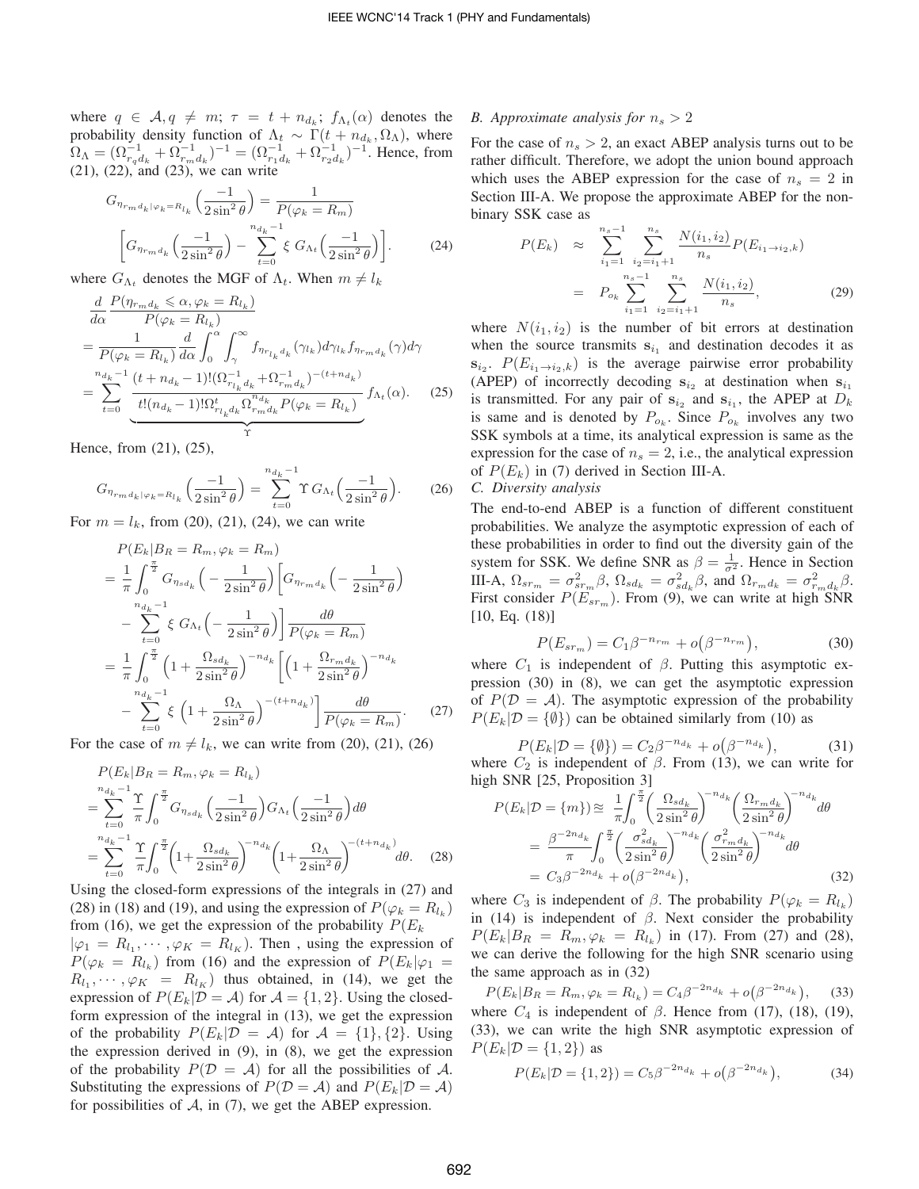where $q \in \mathcal{A}, q \neq m$; $\tau = t + n_{d_k}$; $f_{\Lambda_t}(\alpha)$ denotes the probability density function of $\Lambda_t \sim \Gamma(t + n_{d_k}, \Omega_\Lambda)$, where $\Omega_\Lambda = (\Omega_{r_q d_k}^{-1} + \Omega_{r_m d_k}^{-1})^{-1} = (\Omega_{r_1 d_k}^{-1} + \Omega_{r_2 d_k}^{-1})^{-1}$. Hence, from (21), (22), and (23), we can write

$$
G_{\eta_{r_m d_k}|\varphi_k = R_{l_k}}\Big(\frac{-1}{2\sin^2\theta}\Big) = \frac{1}{P(\varphi_k = R_m)} \left[G_{\eta_{r_m d_k}}\Big(\frac{-1}{2\sin^2\theta}\Big) - \sum_{t=0}^{n_{d_k}-1} \xi \, G_{\Lambda_t}\Big(\frac{-1}{2\sin^2\theta}\Big)\right]. \tag{24}
$$

where $G_{\Lambda_t}$ denotes the MGF of $\Lambda_t$. When $m \neq l_k$

$$
\begin{aligned}
&\frac{d}{d\alpha}\frac{P(\eta_{r_m d_k} \leqslant \alpha, \varphi_k = R_{l_k})}{P(\varphi_k = R_{l_k})} \\
&= \frac{1}{P(\varphi_k = R_{l_k})}\frac{d}{d\alpha}\int_0^\alpha \int_\gamma^\infty f_{\eta_{r_{l_k} d_k}}(\gamma_{l_k}) d\gamma_{l_k} f_{\eta_{r_m d_k}}(\gamma) d\gamma \\
&= \sum_{t=0}^{n_{d_k}-1} \underbrace{\frac{(t+n_{d_k}-1)!(\Omega_{r_{l_k} d_k}^{-1} + \Omega_{r_m d_k}^{-1})^{-(t+n_{d_k})}}{t!(n_{d_k}-1)!\Omega_{r_{l_k} d_k}^{t}\Omega_{r_m d_k}^{n_{d_k}} P(\varphi_k = R_{l_k})}}_{\Upsilon} f_{\Lambda_t}(\alpha).
\end{aligned} \tag{25}
$$

Hence, from (21), (25),

$$
G_{\eta_{r_m d_k}|\varphi_k = R_{l_k}}\Big(\frac{-1}{2\sin^2\theta}\Big) = \sum_{t=0}^{n_{d_k}-1} \Upsilon \, G_{\Lambda_t}\Big(\frac{-1}{2\sin^2\theta}\Big). \tag{26}
$$

For $m = l_k$, from (20), (21), (24), we can write

$$
\begin{aligned}
&P(E_k|B_R = R_m, \varphi_k = R_m) \\
&= \frac{1}{\pi}\int_0^{\frac{\pi}{2}} G_{\eta_{sd_k}}\Big(-\frac{1}{2\sin^2\theta}\Big)\Big[G_{\eta_{r_m d_k}}\Big(-\frac{1}{2\sin^2\theta}\Big) \\
&\quad - \sum_{t=0}^{n_{d_k}-1} \xi \, G_{\Lambda_t}\Big(-\frac{1}{2\sin^2\theta}\Big)\Big]\frac{d\theta}{P(\varphi_k = R_m)} \\
&= \frac{1}{\pi}\int_0^{\frac{\pi}{2}} \Big(1 + \frac{\Omega_{sd_k}}{2\sin^2\theta}\Big)^{-n_{d_k}}\Big[\Big(1 + \frac{\Omega_{r_m d_k}}{2\sin^2\theta}\Big)^{-n_{d_k}} \\
&\quad - \sum_{t=0}^{n_{d_k}-1} \xi \, \Big(1 + \frac{\Omega_\Lambda}{2\sin^2\theta}\Big)^{-(t+n_{d_k})}\Big]\frac{d\theta}{P(\varphi_k = R_m)}.
\end{aligned} \tag{27}
$$

For the case of $m \neq l_k$, we can write from (20), (21), (26)

$$
\begin{aligned}
&P(E_k|B_R = R_m, \varphi_k = R_{l_k}) \\
&= \sum_{t=0}^{n_{d_k}-1}\frac{\Upsilon}{\pi}\int_0^{\frac{\pi}{2}} G_{\eta_{sd_k}}\Big(\frac{-1}{2\sin^2\theta}\Big) G_{\Lambda_t}\Big(\frac{-1}{2\sin^2\theta}\Big) d\theta \\
&= \sum_{t=0}^{n_{d_k}-1}\frac{\Upsilon}{\pi}\int_0^{\frac{\pi}{2}}\Big(1 + \frac{\Omega_{sd_k}}{2\sin^2\theta}\Big)^{-n_{d_k}}\Big(1 + \frac{\Omega_\Lambda}{2\sin^2\theta}\Big)^{-(t+n_{d_k})} d\theta.
\end{aligned} \tag{28}
$$

Using the closed-form expressions of the integrals in (27) and (28) in (18) and (19), and using the expression of $P(\varphi_k = R_{l_k})$ from (16), we get the expression of the probability $P(E_k |\varphi_1 = R_{l_1}, \cdots, \varphi_K = R_{l_K})$. Then , using the expression of $P(\varphi_k = R_{l_k})$ from (16) and the expression of $P(E_k|\varphi_1 = R_{l_1}, \cdots, \varphi_K = R_{l_K})$ thus obtained, in (14), we get the expression of $P(E_k|\mathcal{D} = \mathcal{A})$ for $\mathcal{A} = \{1, 2\}$. Using the closed-form expression of the integral in (13), we get the expression of the probability $P(E_k|\mathcal{D} = \mathcal{A})$ for $\mathcal{A} = \{1\}, \{2\}$. Using the expression derived in (9), in (8), we get the expression of the probability $P(\mathcal{D} = \mathcal{A})$ for all the possibilities of $\mathcal{A}$. Substituting the expressions of $P(\mathcal{D} = \mathcal{A})$ and $P(E_k|\mathcal{D} = \mathcal{A})$ for possibilities of $\mathcal{A}$, in (7), we get the ABEP expression.

### B. Approximate analysis for $n_s > 2$

For the case of $n_s > 2$, an exact ABEP analysis turns out to be rather difficult. Therefore, we adopt the union bound approach which uses the ABEP expression for the case of $n_s = 2$ in Section III-A. We propose the approximate ABEP for the non-binary SSK case as

$$
\begin{aligned}
P(E_k) &\approx \sum_{i_1=1}^{n_s-1}\sum_{i_2=i_1+1}^{n_s}\frac{N(i_1, i_2)}{n_s}P(E_{i_1 \to i_2, k}) \\
&= P_{o_k}\sum_{i_1=1}^{n_s-1}\sum_{i_2=i_1+1}^{n_s}\frac{N(i_1, i_2)}{n_s},
\end{aligned} \tag{29}
$$

where $N(i_1, i_2)$ is the number of bit errors at destination when the source transmits $\mathbf{s}_{i_1}$ and destination decodes it as $\mathbf{s}_{i_2}$. $P(E_{i_1 \to i_2, k})$ is the average pairwise error probability (APEP) of incorrectly decoding $\mathbf{s}_{i_2}$ at destination when $\mathbf{s}_{i_1}$ is transmitted. For any pair of $\mathbf{s}_{i_2}$ and $\mathbf{s}_{i_1}$, the APEP at $D_k$ is same and is denoted by $P_{o_k}$. Since $P_{o_k}$ involves any two SSK symbols at a time, its analytical expression is same as the expression for the case of $n_s = 2$, i.e., the analytical expression of $P(E_k)$ in (7) derived in Section III-A.

### C. Diversity analysis

The end-to-end ABEP is a function of different constituent probabilities. We analyze the asymptotic expression of each of these probabilities in order to find out the diversity gain of the system for SSK. We define SNR as $\beta = \frac{1}{\sigma^2}$. Hence in Section III-A, $\Omega_{sr_m} = \sigma_{sr_m}^2\beta$, $\Omega_{sd_k} = \sigma_{sd_k}^2\beta$, and $\Omega_{r_m d_k} = \sigma_{r_m d_k}^2\beta$. First consider $P(E_{sr_m})$. From (9), we can write at high SNR [10, Eq. (18)]

$$
P(E_{sr_m}) = C_1\beta^{-n_{r_m}} + o\big(\beta^{-n_{r_m}}\big), \tag{30}
$$

where $C_1$ is independent of $\beta$. Putting this asymptotic expression (30) in (8), we can get the asymptotic expression of $P(\mathcal{D} = \mathcal{A})$. The asymptotic expression of the probability $P(E_k|\mathcal{D} = \{\emptyset\})$ can be obtained similarly from (10) as

$$
P(E_k|\mathcal{D} = \{\emptyset\}) = C_2\beta^{-n_{d_k}} + o\big(\beta^{-n_{d_k}}\big), \tag{31}
$$

where $C_2$ is independent of $\beta$. From (13), we can write for high SNR [25, Proposition 3]

$$
\begin{aligned}
P(E_k|\mathcal{D} = \{m\}) &\approxeq \frac{1}{\pi}\int_0^{\frac{\pi}{2}}\Big(\frac{\Omega_{sd_k}}{2\sin^2\theta}\Big)^{-n_{d_k}}\Big(\frac{\Omega_{r_m d_k}}{2\sin^2\theta}\Big)^{-n_{d_k}} d\theta \\
&= \frac{\beta^{-2n_{d_k}}}{\pi}\int_0^{\frac{\pi}{2}}\Big(\frac{\sigma_{sd_k}^2}{2\sin^2\theta}\Big)^{-n_{d_k}}\Big(\frac{\sigma_{r_m d_k}^2}{2\sin^2\theta}\Big)^{-n_{d_k}} d\theta \\
&= C_3\beta^{-2n_{d_k}} + o\big(\beta^{-2n_{d_k}}\big),
\end{aligned} \tag{32}
$$

where $C_3$ is independent of $\beta$. The probability $P(\varphi_k = R_{l_k})$ in (14) is independent of $\beta$. Next consider the probability $P(E_k|B_R = R_m, \varphi_k = R_{l_k})$ in (17). From (27) and (28), we can derive the following for the high SNR scenario using the same approach as in (32)

$$
P(E_k|B_R = R_m, \varphi_k = R_{l_k}) = C_4\beta^{-2n_{d_k}} + o\big(\beta^{-2n_{d_k}}\big), \tag{33}
$$

where $C_4$ is independent of $\beta$. Hence from (17), (18), (19), (33), we can write the high SNR asymptotic expression of $P(E_k|\mathcal{D} = \{1, 2\})$ as

$$
P(E_k|\mathcal{D} = \{1, 2\}) = C_5\beta^{-2n_{d_k}} + o\big(\beta^{-2n_{d_k}}\big), \tag{34}
$$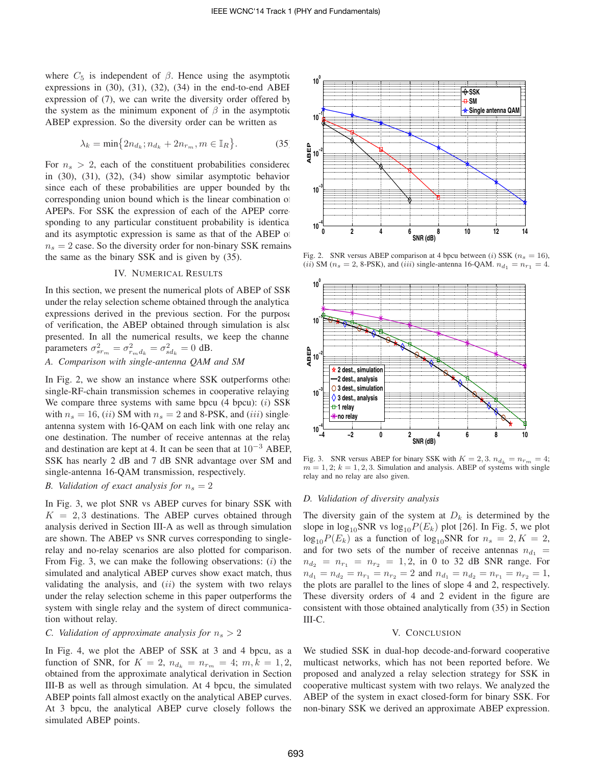where $C_5$ is independent of $\beta$. Hence using the asymptotic expressions in (30), (31), (32), (34) in the end-to-end ABEP expression of (7), we can write the diversity order offered by the system as the minimum exponent of $\beta$ in the asymptotic ABEP expression. So the diversity order can be written as

$$\lambda_k = \min\{2n_{d_k}; n_{d_k} + 2n_{r_m}, m \in \mathbb{I}_R\}. \quad (35)$$

For $n_s > 2$, each of the constituent probabilities considered in (30), (31), (32), (34) show similar asymptotic behavior since each of these probabilities are upper bounded by the corresponding union bound which is the linear combination of APEPs. For SSK the expression of each of the APEP corresponding to any particular constituent probability is identical and its asymptotic expression is same as that of the ABEP of $n_s = 2$ case. So the diversity order for non-binary SSK remains the same as the binary SSK and is given by (35).

## IV. Numerical Results

In this section, we present the numerical plots of ABEP of SSK under the relay selection scheme obtained through the analytical expressions derived in the previous section. For the purpose of verification, the ABEP obtained through simulation is also presented. In all the numerical results, we keep the channel parameters $\sigma^2_{sr_m} = \sigma^2_{r_m d_k} = \sigma^2_{sd_k} = 0$ dB.

### *A. Comparison with single-antenna QAM and SM*

In Fig. 2, we show an instance where SSK outperforms other single-RF-chain transmission schemes in cooperative relaying. We compare three systems with same bpcu (4 bpcu): (*i*) SSK with $n_s = 16$, (*ii*) SM with $n_s = 2$ and 8-PSK, and (*iii*) single-antenna system with 16-QAM on each link with one relay and one destination. The number of receive antennas at the relay and destination are kept at 4. It can be seen that at $10^{-3}$ ABEP, SSK has nearly 2 dB and 7 dB SNR advantage over SM and single-antenna 16-QAM transmission, respectively.

### *B. Validation of exact analysis for $n_s = 2$*

In Fig. 3, we plot SNR vs ABEP curves for binary SSK with $K = 2, 3$ destinations. The ABEP curves obtained through analysis derived in Section III-A as well as through simulation are shown. The ABEP vs SNR curves corresponding to single-relay and no-relay scenarios are also plotted for comparison. From Fig. 3, we can make the following observations: (*i*) the simulated and analytical ABEP curves show exact match, thus validating the analysis, and (*ii*) the system with two relays under the relay selection scheme in this paper outperforms the system with single relay and the system of direct communication without relay.

### *C. Validation of approximate analysis for $n_s > 2$*

In Fig. 4, we plot the ABEP of SSK at 3 and 4 bpcu, as a function of SNR, for $K = 2$, $n_{d_k} = n_{r_m} = 4$; $m, k = 1, 2$, obtained from the approximate analytical derivation in Section III-B as well as through simulation. At 4 bpcu, the simulated ABEP points fall almost exactly on the analytical ABEP curves. At 3 bpcu, the analytical ABEP curve closely follows the simulated ABEP points.

Fig. 2. SNR versus ABEP comparison at 4 bpcu between (*i*) SSK ($n_s = 16$), (*ii*) SM ($n_s = 2$, 8-PSK), and (*iii*) single-antenna 16-QAM. $n_{d_1} = n_{r_1} = 4$.

Fig. 3. SNR versus ABEP for binary SSK with $K = 2, 3$. $n_{d_k} = n_{r_m} = 4$; $m = 1, 2$; $k = 1, 2, 3$. Simulation and analysis. ABEP of systems with single relay and no relay are also given.

### *D. Validation of diversity analysis*

The diversity gain of the system at $D_k$ is determined by the slope in $\log_{10}$SNR vs $\log_{10} P(E_k)$ plot [26]. In Fig. 5, we plot $\log_{10} P(E_k)$ as a function of $\log_{10}$SNR for $n_s = 2, K = 2$, and for two sets of the number of receive antennas $n_{d_1} = n_{d_2} = n_{r_1} = n_{r_2} = 1, 2$, in 0 to 32 dB SNR range. For $n_{d_1} = n_{d_2} = n_{r_1} = n_{r_2} = 2$ and $n_{d_1} = n_{d_2} = n_{r_1} = n_{r_2} = 1$, the plots are parallel to the lines of slope 4 and 2, respectively. These diversity orders of 4 and 2 evident in the figure are consistent with those obtained analytically from (35) in Section III-C.

## V. Conclusion

We studied SSK in dual-hop decode-and-forward cooperative multicast networks, which has not been reported before. We proposed and analyzed a relay selection strategy for SSK in cooperative multicast system with two relays. We analyzed the ABEP of the system in exact closed-form for binary SSK. For non-binary SSK we derived an approximate ABEP expression.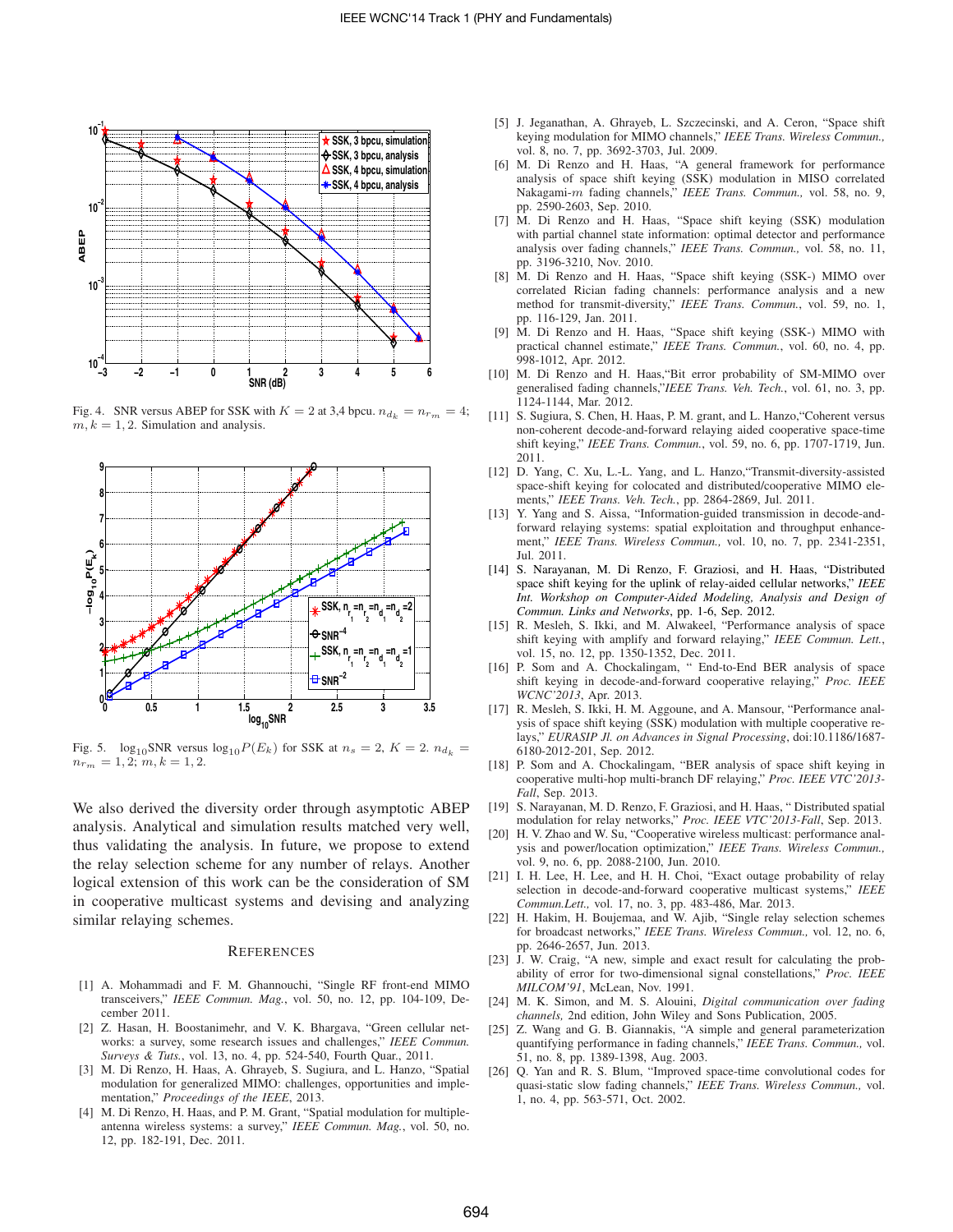$10^{-1}$

$10^{-2}$

$10^{-3}$

$10^{-4}$

ABEP

-3 -2 -1 0 1 2 3 4 5 6

SNR (dB)

SSK, 3 bpcu, simulation

SSK, 3 bpcu, analysis

SSK, 4 bpcu, simulation

SSK, 4 bpcu, analysis

Fig. 4. SNR versus ABEP for SSK with $K = 2$ at 3,4 bpcu. $n_{d_k} = n_{r_m} = 4$; $m, k = 1, 2$. Simulation and analysis.

9

8

7

6

5

4

3

2

1

0

$-\log_{10}P(E_k)$

0 0.5 1 1.5 2 2.5 3 3.5

$\log_{10}$SNR

SSK, $n_{r_1}=n_{r_2}=n_{d_1}=n_{d_2}=2$

$\text{SNR}^{-4}$

SSK, $n_{r_1}=n_{r_2}=n_{d_1}=n_{d_2}=1$

$\text{SNR}^{-2}$

Fig. 5. $\log_{10}$SNR versus $\log_{10}P(E_k)$ for SSK at $n_s = 2$, $K = 2$. $n_{d_k} = n_{r_m} = 1, 2$; $m, k = 1, 2$.

We also derived the diversity order through asymptotic ABEP analysis. Analytical and simulation results matched very well, thus validating the analysis. In future, we propose to extend the relay selection scheme for any number of relays. Another logical extension of this work can be the consideration of SM in cooperative multicast systems and devising and analyzing similar relaying schemes.

## References

[1] A. Mohammadi and F. M. Ghannouchi, "Single RF front-end MIMO transceivers," *IEEE Commun. Mag.*, vol. 50, no. 12, pp. 104-109, December 2011.

[2] Z. Hasan, H. Boostanimehr, and V. K. Bhargava, "Green cellular networks: a survey, some research issues and challenges," *IEEE Commun. Surveys & Tuts.*, vol. 13, no. 4, pp. 524-540, Fourth Quar., 2011.

[3] M. Di Renzo, H. Haas, A. Ghrayeb, S. Sugiura, and L. Hanzo, "Spatial modulation for generalized MIMO: challenges, opportunities and implementation," *Proceedings of the IEEE*, 2013.

[4] M. Di Renzo, H. Haas, and P. M. Grant, "Spatial modulation for multiple-antenna wireless systems: a survey," *IEEE Commun. Mag.*, vol. 50, no. 12, pp. 182-191, Dec. 2011.

[5] J. Jeganathan, A. Ghrayeb, L. Szczecinski, and A. Ceron, "Space shift keying modulation for MIMO channels," *IEEE Trans. Wireless Commun.*, vol. 8, no. 7, pp. 3692-3703, Jul. 2009.

[6] M. Di Renzo and H. Haas, "A general framework for performance analysis of space shift keying (SSK) modulation in MISO correlated Nakagami-$m$ fading channels," *IEEE Trans. Commun.*, vol. 58, no. 9, pp. 2590-2603, Sep. 2010.

[7] M. Di Renzo and H. Haas, "Space shift keying (SSK) modulation with partial channel state information: optimal detector and performance analysis over fading channels," *IEEE Trans. Commun.*, vol. 58, no. 11, pp. 3196-3210, Nov. 2010.

[8] M. Di Renzo and H. Haas, "Space shift keying (SSK-) MIMO over correlated Rician fading channels: performance analysis and a new method for transmit-diversity," *IEEE Trans. Commun.*, vol. 59, no. 1, pp. 116-129, Jan. 2011.

[9] M. Di Renzo and H. Haas, "Space shift keying (SSK-) MIMO with practical channel estimate," *IEEE Trans. Commun.*, vol. 60, no. 4, pp. 998-1012, Apr. 2012.

[10] M. Di Renzo and H. Haas,"Bit error probability of SM-MIMO over generalised fading channels,"*IEEE Trans. Veh. Tech.*, vol. 61, no. 3, pp. 1124-1144, Mar. 2012.

[11] S. Sugiura, S. Chen, H. Haas, P. M. grant, and L. Hanzo,"Coherent versus non-coherent decode-and-forward relaying aided cooperative space-time shift keying," *IEEE Trans. Commun.*, vol. 59, no. 6, pp. 1707-1719, Jun. 2011.

[12] D. Yang, C. Xu, L.-L. Yang, and L. Hanzo,"Transmit-diversity-assisted space-shift keying for colocated and distributed/cooperative MIMO elements," *IEEE Trans. Veh. Tech.*, pp. 2864-2869, Jul. 2011.

[13] Y. Yang and S. Aissa, "Information-guided transmission in decode-and-forward relaying systems: spatial exploitation and throughput enhancement," *IEEE Trans. Wireless Commun.*, vol. 10, no. 7, pp. 2341-2351, Jul. 2011.

[14] S. Narayanan, M. Di Renzo, F. Graziosi, and H. Haas, "Distributed space shift keying for the uplink of relay-aided cellular networks," *IEEE Int. Workshop on Computer-Aided Modeling, Analysis and Design of Commun. Links and Networks*, pp. 1-6, Sep. 2012.

[15] R. Mesleh, S. Ikki, and M. Alwakeel, "Performance analysis of space shift keying with amplify and forward relaying," *IEEE Commun. Lett.*, vol. 15, no. 12, pp. 1350-1352, Dec. 2011.

[16] P. Som and A. Chockalingam, " End-to-End BER analysis of space shift keying in decode-and-forward cooperative relaying," *Proc. IEEE WCNC'2013*, Apr. 2013.

[17] R. Mesleh, S. Ikki, H. M. Aggoune, and A. Mansour, "Performance analysis of space shift keying (SSK) modulation with multiple cooperative relays," *EURASIP Jl. on Advances in Signal Processing*, doi:10.1186/1687-6180-2012-201, Sep. 2012.

[18] P. Som and A. Chockalingam, "BER analysis of space shift keying in cooperative multi-hop multi-branch DF relaying," *Proc. IEEE VTC'2013-Fall*, Sep. 2013.

[19] S. Narayanan, M. D. Renzo, F. Graziosi, and H. Haas, " Distributed spatial modulation for relay networks," *Proc. IEEE VTC'2013-Fall*, Sep. 2013.

[20] H. V. Zhao and W. Su, "Cooperative wireless multicast: performance analysis and power/location optimization," *IEEE Trans. Wireless Commun.*, vol. 9, no. 6, pp. 2088-2100, Jun. 2010.

[21] I. H. Lee, H. Lee, and H. H. Choi, "Exact outage probability of relay selection in decode-and-forward cooperative multicast systems," *IEEE Commun.Lett.*, vol. 17, no. 3, pp. 483-486, Mar. 2013.

[22] H. Hakim, H. Boujemaa, and W. Ajib, "Single relay selection schemes for broadcast networks," *IEEE Trans. Wireless Commun.*, vol. 12, no. 6, pp. 2646-2657, Jun. 2013.

[23] J. W. Craig, "A new, simple and exact result for calculating the probability of error for two-dimensional signal constellations," *Proc. IEEE MILCOM'91*, McLean, Nov. 1991.

[24] M. K. Simon, and M. S. Alouini, *Digital communication over fading channels,* 2nd edition, John Wiley and Sons Publication, 2005.

[25] Z. Wang and G. B. Giannakis, "A simple and general parameterization quantifying performance in fading channels," *IEEE Trans. Commun.*, vol. 51, no. 8, pp. 1389-1398, Aug. 2003.

[26] Q. Yan and R. S. Blum, "Improved space-time convolutional codes for quasi-static slow fading channels," *IEEE Trans. Wireless Commun.*, vol. 1, no. 4, pp. 563-571, Oct. 2002.